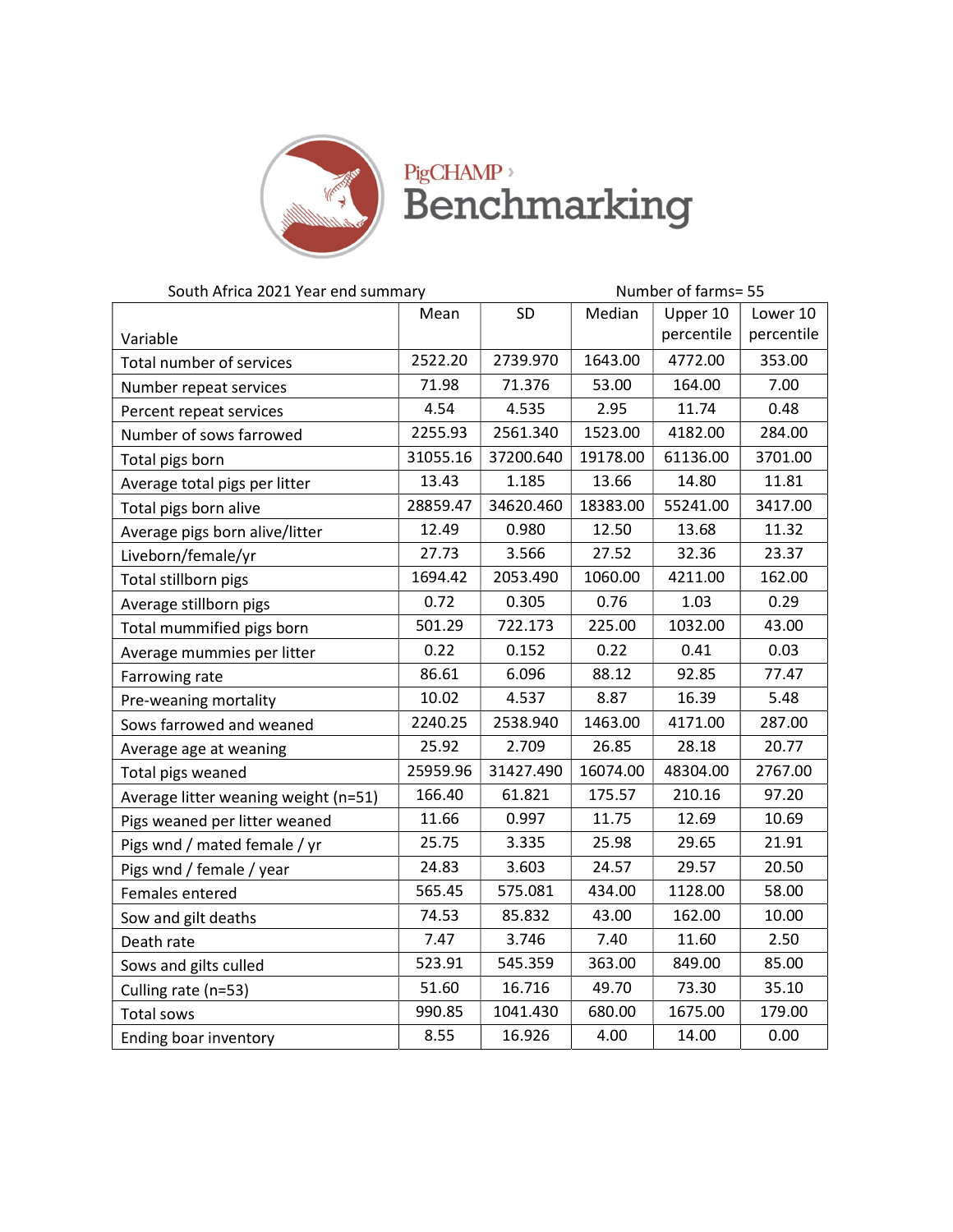PigCHAMP Benchmarking

South Africa 2021 Year end summary — Number of farms= 55

| Variable | Mean | SD | Median | Upper 10 percentile | Lower 10 percentile |
|---|---|---|---|---|---|
| Total number of services | 2522.20 | 2739.970 | 1643.00 | 4772.00 | 353.00 |
| Number repeat services | 71.98 | 71.376 | 53.00 | 164.00 | 7.00 |
| Percent repeat services | 4.54 | 4.535 | 2.95 | 11.74 | 0.48 |
| Number of sows farrowed | 2255.93 | 2561.340 | 1523.00 | 4182.00 | 284.00 |
| Total pigs born | 31055.16 | 37200.640 | 19178.00 | 61136.00 | 3701.00 |
| Average total pigs per litter | 13.43 | 1.185 | 13.66 | 14.80 | 11.81 |
| Total pigs born alive | 28859.47 | 34620.460 | 18383.00 | 55241.00 | 3417.00 |
| Average pigs born alive/litter | 12.49 | 0.980 | 12.50 | 13.68 | 11.32 |
| Liveborn/female/yr | 27.73 | 3.566 | 27.52 | 32.36 | 23.37 |
| Total stillborn pigs | 1694.42 | 2053.490 | 1060.00 | 4211.00 | 162.00 |
| Average stillborn pigs | 0.72 | 0.305 | 0.76 | 1.03 | 0.29 |
| Total mummified pigs born | 501.29 | 722.173 | 225.00 | 1032.00 | 43.00 |
| Average mummies per litter | 0.22 | 0.152 | 0.22 | 0.41 | 0.03 |
| Farrowing rate | 86.61 | 6.096 | 88.12 | 92.85 | 77.47 |
| Pre-weaning mortality | 10.02 | 4.537 | 8.87 | 16.39 | 5.48 |
| Sows farrowed and weaned | 2240.25 | 2538.940 | 1463.00 | 4171.00 | 287.00 |
| Average age at weaning | 25.92 | 2.709 | 26.85 | 28.18 | 20.77 |
| Total pigs weaned | 25959.96 | 31427.490 | 16074.00 | 48304.00 | 2767.00 |
| Average litter weaning weight (n=51) | 166.40 | 61.821 | 175.57 | 210.16 | 97.20 |
| Pigs weaned per litter weaned | 11.66 | 0.997 | 11.75 | 12.69 | 10.69 |
| Pigs wnd / mated female / yr | 25.75 | 3.335 | 25.98 | 29.65 | 21.91 |
| Pigs wnd / female / year | 24.83 | 3.603 | 24.57 | 29.57 | 20.50 |
| Females entered | 565.45 | 575.081 | 434.00 | 1128.00 | 58.00 |
| Sow and gilt deaths | 74.53 | 85.832 | 43.00 | 162.00 | 10.00 |
| Death rate | 7.47 | 3.746 | 7.40 | 11.60 | 2.50 |
| Sows and gilts culled | 523.91 | 545.359 | 363.00 | 849.00 | 85.00 |
| Culling rate (n=53) | 51.60 | 16.716 | 49.70 | 73.30 | 35.10 |
| Total sows | 990.85 | 1041.430 | 680.00 | 1675.00 | 179.00 |
| Ending boar inventory | 8.55 | 16.926 | 4.00 | 14.00 | 0.00 |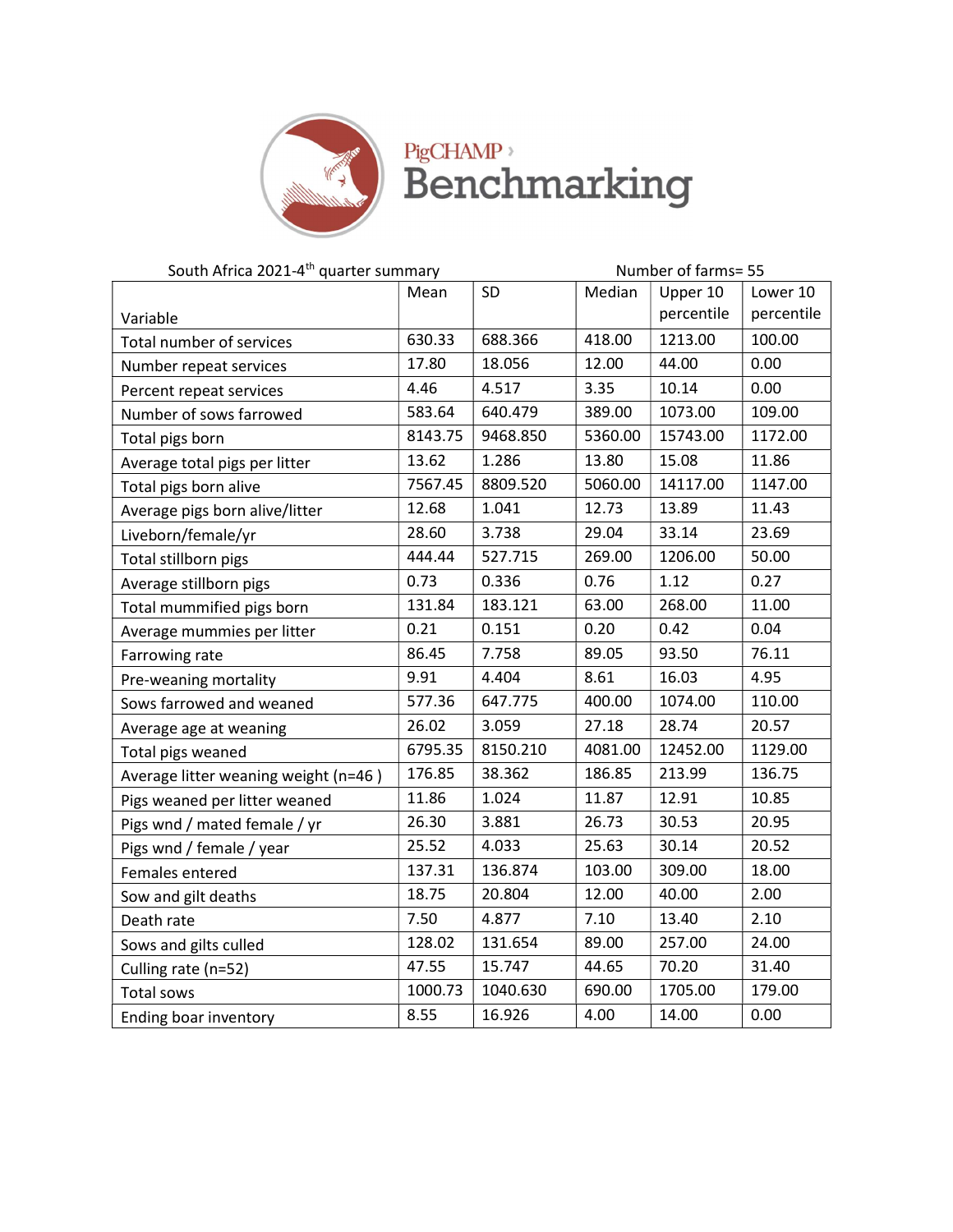PigCHAMP Benchmarking

South Africa 2021-4th quarter summary — Number of farms= 55

| Variable | Mean | SD | Median | Upper 10 percentile | Lower 10 percentile |
|---|---|---|---|---|---|
| Total number of services | 630.33 | 688.366 | 418.00 | 1213.00 | 100.00 |
| Number repeat services | 17.80 | 18.056 | 12.00 | 44.00 | 0.00 |
| Percent repeat services | 4.46 | 4.517 | 3.35 | 10.14 | 0.00 |
| Number of sows farrowed | 583.64 | 640.479 | 389.00 | 1073.00 | 109.00 |
| Total pigs born | 8143.75 | 9468.850 | 5360.00 | 15743.00 | 1172.00 |
| Average total pigs per litter | 13.62 | 1.286 | 13.80 | 15.08 | 11.86 |
| Total pigs born alive | 7567.45 | 8809.520 | 5060.00 | 14117.00 | 1147.00 |
| Average pigs born alive/litter | 12.68 | 1.041 | 12.73 | 13.89 | 11.43 |
| Liveborn/female/yr | 28.60 | 3.738 | 29.04 | 33.14 | 23.69 |
| Total stillborn pigs | 444.44 | 527.715 | 269.00 | 1206.00 | 50.00 |
| Average stillborn pigs | 0.73 | 0.336 | 0.76 | 1.12 | 0.27 |
| Total mummified pigs born | 131.84 | 183.121 | 63.00 | 268.00 | 11.00 |
| Average mummies per litter | 0.21 | 0.151 | 0.20 | 0.42 | 0.04 |
| Farrowing rate | 86.45 | 7.758 | 89.05 | 93.50 | 76.11 |
| Pre-weaning mortality | 9.91 | 4.404 | 8.61 | 16.03 | 4.95 |
| Sows farrowed and weaned | 577.36 | 647.775 | 400.00 | 1074.00 | 110.00 |
| Average age at weaning | 26.02 | 3.059 | 27.18 | 28.74 | 20.57 |
| Total pigs weaned | 6795.35 | 8150.210 | 4081.00 | 12452.00 | 1129.00 |
| Average litter weaning weight (n=46 ) | 176.85 | 38.362 | 186.85 | 213.99 | 136.75 |
| Pigs weaned per litter weaned | 11.86 | 1.024 | 11.87 | 12.91 | 10.85 |
| Pigs wnd / mated female / yr | 26.30 | 3.881 | 26.73 | 30.53 | 20.95 |
| Pigs wnd / female / year | 25.52 | 4.033 | 25.63 | 30.14 | 20.52 |
| Females entered | 137.31 | 136.874 | 103.00 | 309.00 | 18.00 |
| Sow and gilt deaths | 18.75 | 20.804 | 12.00 | 40.00 | 2.00 |
| Death rate | 7.50 | 4.877 | 7.10 | 13.40 | 2.10 |
| Sows and gilts culled | 128.02 | 131.654 | 89.00 | 257.00 | 24.00 |
| Culling rate (n=52) | 47.55 | 15.747 | 44.65 | 70.20 | 31.40 |
| Total sows | 1000.73 | 1040.630 | 690.00 | 1705.00 | 179.00 |
| Ending boar inventory | 8.55 | 16.926 | 4.00 | 14.00 | 0.00 |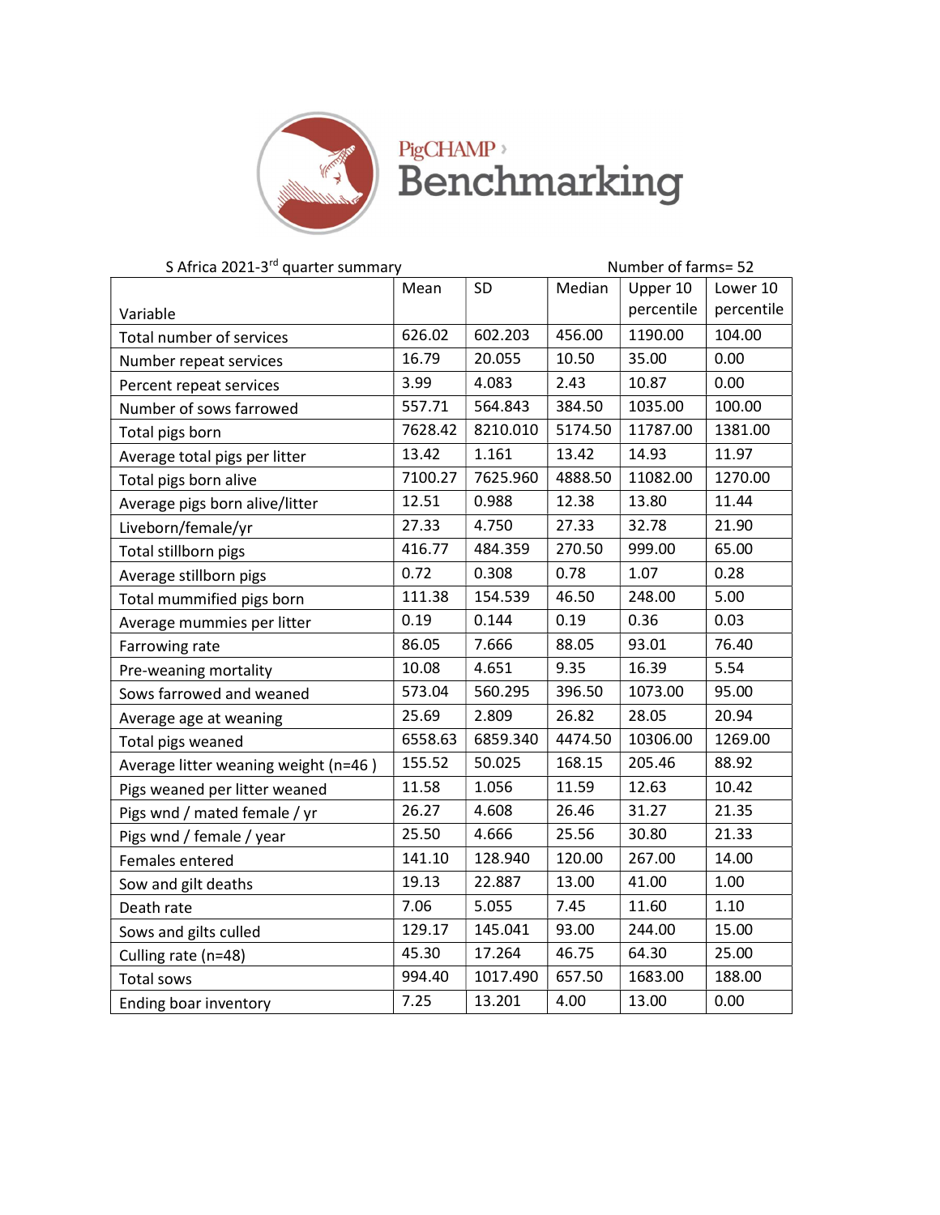PigCHAMP Benchmarking

S Africa 2021-3rd quarter summary — Number of farms= 52

| Variable | Mean | SD | Median | Upper 10 percentile | Lower 10 percentile |
|---|---|---|---|---|---|
| Total number of services | 626.02 | 602.203 | 456.00 | 1190.00 | 104.00 |
| Number repeat services | 16.79 | 20.055 | 10.50 | 35.00 | 0.00 |
| Percent repeat services | 3.99 | 4.083 | 2.43 | 10.87 | 0.00 |
| Number of sows farrowed | 557.71 | 564.843 | 384.50 | 1035.00 | 100.00 |
| Total pigs born | 7628.42 | 8210.010 | 5174.50 | 11787.00 | 1381.00 |
| Average total pigs per litter | 13.42 | 1.161 | 13.42 | 14.93 | 11.97 |
| Total pigs born alive | 7100.27 | 7625.960 | 4888.50 | 11082.00 | 1270.00 |
| Average pigs born alive/litter | 12.51 | 0.988 | 12.38 | 13.80 | 11.44 |
| Liveborn/female/yr | 27.33 | 4.750 | 27.33 | 32.78 | 21.90 |
| Total stillborn pigs | 416.77 | 484.359 | 270.50 | 999.00 | 65.00 |
| Average stillborn pigs | 0.72 | 0.308 | 0.78 | 1.07 | 0.28 |
| Total mummified pigs born | 111.38 | 154.539 | 46.50 | 248.00 | 5.00 |
| Average mummies per litter | 0.19 | 0.144 | 0.19 | 0.36 | 0.03 |
| Farrowing rate | 86.05 | 7.666 | 88.05 | 93.01 | 76.40 |
| Pre-weaning mortality | 10.08 | 4.651 | 9.35 | 16.39 | 5.54 |
| Sows farrowed and weaned | 573.04 | 560.295 | 396.50 | 1073.00 | 95.00 |
| Average age at weaning | 25.69 | 2.809 | 26.82 | 28.05 | 20.94 |
| Total pigs weaned | 6558.63 | 6859.340 | 4474.50 | 10306.00 | 1269.00 |
| Average litter weaning weight (n=46 ) | 155.52 | 50.025 | 168.15 | 205.46 | 88.92 |
| Pigs weaned per litter weaned | 11.58 | 1.056 | 11.59 | 12.63 | 10.42 |
| Pigs wnd / mated female / yr | 26.27 | 4.608 | 26.46 | 31.27 | 21.35 |
| Pigs wnd / female / year | 25.50 | 4.666 | 25.56 | 30.80 | 21.33 |
| Females entered | 141.10 | 128.940 | 120.00 | 267.00 | 14.00 |
| Sow and gilt deaths | 19.13 | 22.887 | 13.00 | 41.00 | 1.00 |
| Death rate | 7.06 | 5.055 | 7.45 | 11.60 | 1.10 |
| Sows and gilts culled | 129.17 | 145.041 | 93.00 | 244.00 | 15.00 |
| Culling rate (n=48) | 45.30 | 17.264 | 46.75 | 64.30 | 25.00 |
| Total sows | 994.40 | 1017.490 | 657.50 | 1683.00 | 188.00 |
| Ending boar inventory | 7.25 | 13.201 | 4.00 | 13.00 | 0.00 |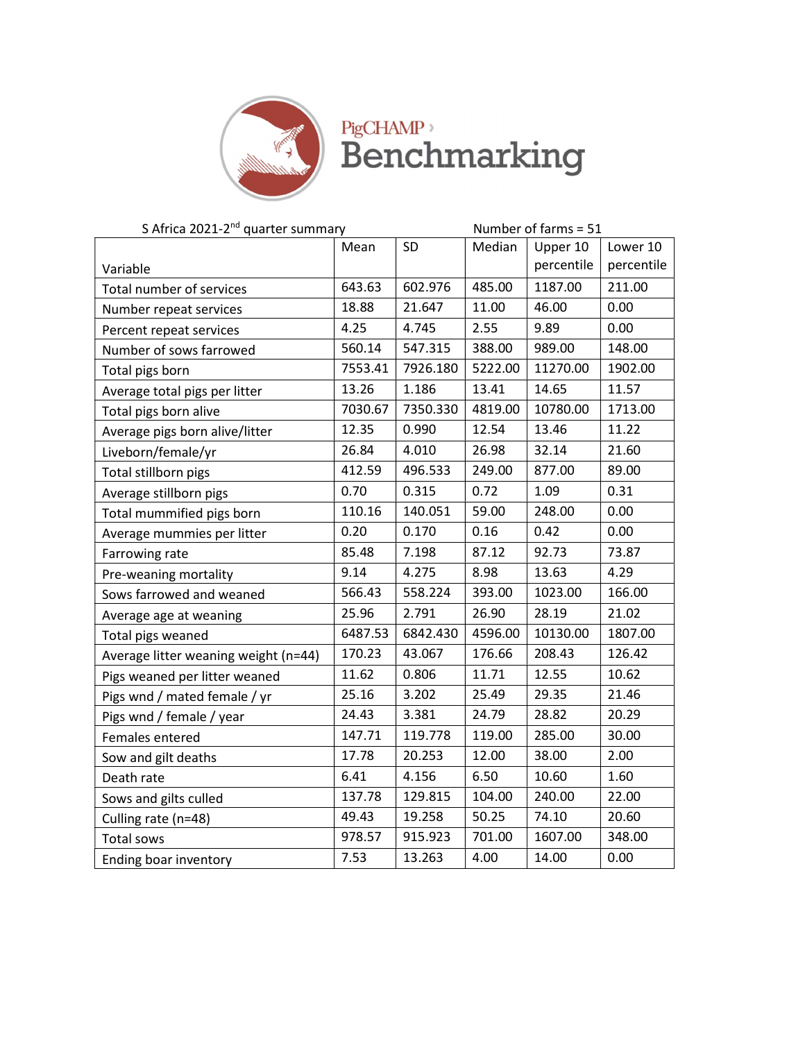PigCHAMP Benchmarking

S Africa 2021-2nd quarter summary Number of farms = 51

| Variable | Mean | SD | Median | Upper 10 percentile | Lower 10 percentile |
|---|---|---|---|---|---|
| Total number of services | 643.63 | 602.976 | 485.00 | 1187.00 | 211.00 |
| Number repeat services | 18.88 | 21.647 | 11.00 | 46.00 | 0.00 |
| Percent repeat services | 4.25 | 4.745 | 2.55 | 9.89 | 0.00 |
| Number of sows farrowed | 560.14 | 547.315 | 388.00 | 989.00 | 148.00 |
| Total pigs born | 7553.41 | 7926.180 | 5222.00 | 11270.00 | 1902.00 |
| Average total pigs per litter | 13.26 | 1.186 | 13.41 | 14.65 | 11.57 |
| Total pigs born alive | 7030.67 | 7350.330 | 4819.00 | 10780.00 | 1713.00 |
| Average pigs born alive/litter | 12.35 | 0.990 | 12.54 | 13.46 | 11.22 |
| Liveborn/female/yr | 26.84 | 4.010 | 26.98 | 32.14 | 21.60 |
| Total stillborn pigs | 412.59 | 496.533 | 249.00 | 877.00 | 89.00 |
| Average stillborn pigs | 0.70 | 0.315 | 0.72 | 1.09 | 0.31 |
| Total mummified pigs born | 110.16 | 140.051 | 59.00 | 248.00 | 0.00 |
| Average mummies per litter | 0.20 | 0.170 | 0.16 | 0.42 | 0.00 |
| Farrowing rate | 85.48 | 7.198 | 87.12 | 92.73 | 73.87 |
| Pre-weaning mortality | 9.14 | 4.275 | 8.98 | 13.63 | 4.29 |
| Sows farrowed and weaned | 566.43 | 558.224 | 393.00 | 1023.00 | 166.00 |
| Average age at weaning | 25.96 | 2.791 | 26.90 | 28.19 | 21.02 |
| Total pigs weaned | 6487.53 | 6842.430 | 4596.00 | 10130.00 | 1807.00 |
| Average litter weaning weight (n=44) | 170.23 | 43.067 | 176.66 | 208.43 | 126.42 |
| Pigs weaned per litter weaned | 11.62 | 0.806 | 11.71 | 12.55 | 10.62 |
| Pigs wnd / mated female / yr | 25.16 | 3.202 | 25.49 | 29.35 | 21.46 |
| Pigs wnd / female / year | 24.43 | 3.381 | 24.79 | 28.82 | 20.29 |
| Females entered | 147.71 | 119.778 | 119.00 | 285.00 | 30.00 |
| Sow and gilt deaths | 17.78 | 20.253 | 12.00 | 38.00 | 2.00 |
| Death rate | 6.41 | 4.156 | 6.50 | 10.60 | 1.60 |
| Sows and gilts culled | 137.78 | 129.815 | 104.00 | 240.00 | 22.00 |
| Culling rate (n=48) | 49.43 | 19.258 | 50.25 | 74.10 | 20.60 |
| Total sows | 978.57 | 915.923 | 701.00 | 1607.00 | 348.00 |
| Ending boar inventory | 7.53 | 13.263 | 4.00 | 14.00 | 0.00 |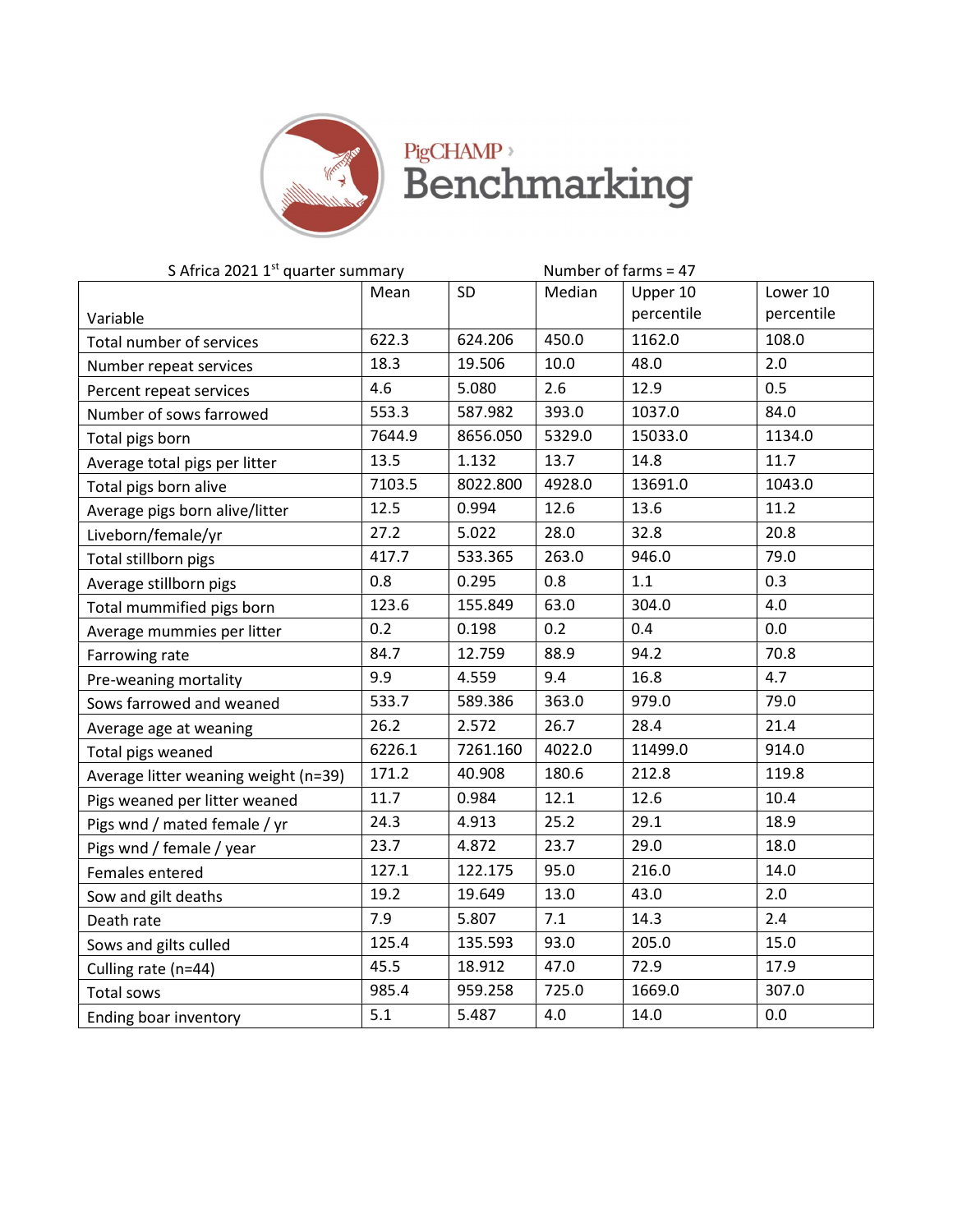PigCHAMP Benchmarking

S Africa 2021 1st quarter summary Number of farms = 47

| Variable | Mean | SD | Median | Upper 10 percentile | Lower 10 percentile |
|---|---|---|---|---|---|
| Total number of services | 622.3 | 624.206 | 450.0 | 1162.0 | 108.0 |
| Number repeat services | 18.3 | 19.506 | 10.0 | 48.0 | 2.0 |
| Percent repeat services | 4.6 | 5.080 | 2.6 | 12.9 | 0.5 |
| Number of sows farrowed | 553.3 | 587.982 | 393.0 | 1037.0 | 84.0 |
| Total pigs born | 7644.9 | 8656.050 | 5329.0 | 15033.0 | 1134.0 |
| Average total pigs per litter | 13.5 | 1.132 | 13.7 | 14.8 | 11.7 |
| Total pigs born alive | 7103.5 | 8022.800 | 4928.0 | 13691.0 | 1043.0 |
| Average pigs born alive/litter | 12.5 | 0.994 | 12.6 | 13.6 | 11.2 |
| Liveborn/female/yr | 27.2 | 5.022 | 28.0 | 32.8 | 20.8 |
| Total stillborn pigs | 417.7 | 533.365 | 263.0 | 946.0 | 79.0 |
| Average stillborn pigs | 0.8 | 0.295 | 0.8 | 1.1 | 0.3 |
| Total mummified pigs born | 123.6 | 155.849 | 63.0 | 304.0 | 4.0 |
| Average mummies per litter | 0.2 | 0.198 | 0.2 | 0.4 | 0.0 |
| Farrowing rate | 84.7 | 12.759 | 88.9 | 94.2 | 70.8 |
| Pre-weaning mortality | 9.9 | 4.559 | 9.4 | 16.8 | 4.7 |
| Sows farrowed and weaned | 533.7 | 589.386 | 363.0 | 979.0 | 79.0 |
| Average age at weaning | 26.2 | 2.572 | 26.7 | 28.4 | 21.4 |
| Total pigs weaned | 6226.1 | 7261.160 | 4022.0 | 11499.0 | 914.0 |
| Average litter weaning weight (n=39) | 171.2 | 40.908 | 180.6 | 212.8 | 119.8 |
| Pigs weaned per litter weaned | 11.7 | 0.984 | 12.1 | 12.6 | 10.4 |
| Pigs wnd / mated female / yr | 24.3 | 4.913 | 25.2 | 29.1 | 18.9 |
| Pigs wnd / female / year | 23.7 | 4.872 | 23.7 | 29.0 | 18.0 |
| Females entered | 127.1 | 122.175 | 95.0 | 216.0 | 14.0 |
| Sow and gilt deaths | 19.2 | 19.649 | 13.0 | 43.0 | 2.0 |
| Death rate | 7.9 | 5.807 | 7.1 | 14.3 | 2.4 |
| Sows and gilts culled | 125.4 | 135.593 | 93.0 | 205.0 | 15.0 |
| Culling rate (n=44) | 45.5 | 18.912 | 47.0 | 72.9 | 17.9 |
| Total sows | 985.4 | 959.258 | 725.0 | 1669.0 | 307.0 |
| Ending boar inventory | 5.1 | 5.487 | 4.0 | 14.0 | 0.0 |